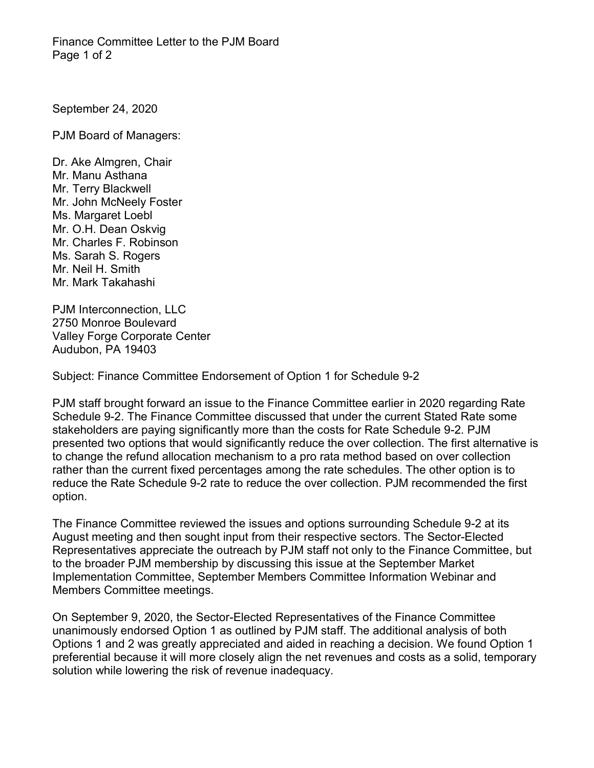September 24, 2020

PJM Board of Managers:

Dr. Ake Almgren, Chair
Mr. Manu Asthana
Mr. Terry Blackwell
Mr. John McNeely Foster
Ms. Margaret Loebl
Mr. O.H. Dean Oskvig
Mr. Charles F. Robinson
Ms. Sarah S. Rogers
Mr. Neil H. Smith
Mr. Mark Takahashi

PJM Interconnection, LLC
2750 Monroe Boulevard
Valley Forge Corporate Center
Audubon, PA 19403

Subject: Finance Committee Endorsement of Option 1 for Schedule 9-2

PJM staff brought forward an issue to the Finance Committee earlier in 2020 regarding Rate Schedule 9-2. The Finance Committee discussed that under the current Stated Rate some stakeholders are paying significantly more than the costs for Rate Schedule 9-2. PJM presented two options that would significantly reduce the over collection. The first alternative is to change the refund allocation mechanism to a pro rata method based on over collection rather than the current fixed percentages among the rate schedules. The other option is to reduce the Rate Schedule 9-2 rate to reduce the over collection. PJM recommended the first option.

The Finance Committee reviewed the issues and options surrounding Schedule 9-2 at its August meeting and then sought input from their respective sectors. The Sector-Elected Representatives appreciate the outreach by PJM staff not only to the Finance Committee, but to the broader PJM membership by discussing this issue at the September Market Implementation Committee, September Members Committee Information Webinar and Members Committee meetings.

On September 9, 2020, the Sector-Elected Representatives of the Finance Committee unanimously endorsed Option 1 as outlined by PJM staff. The additional analysis of both Options 1 and 2 was greatly appreciated and aided in reaching a decision. We found Option 1 preferential because it will more closely align the net revenues and costs as a solid, temporary solution while lowering the risk of revenue inadequacy.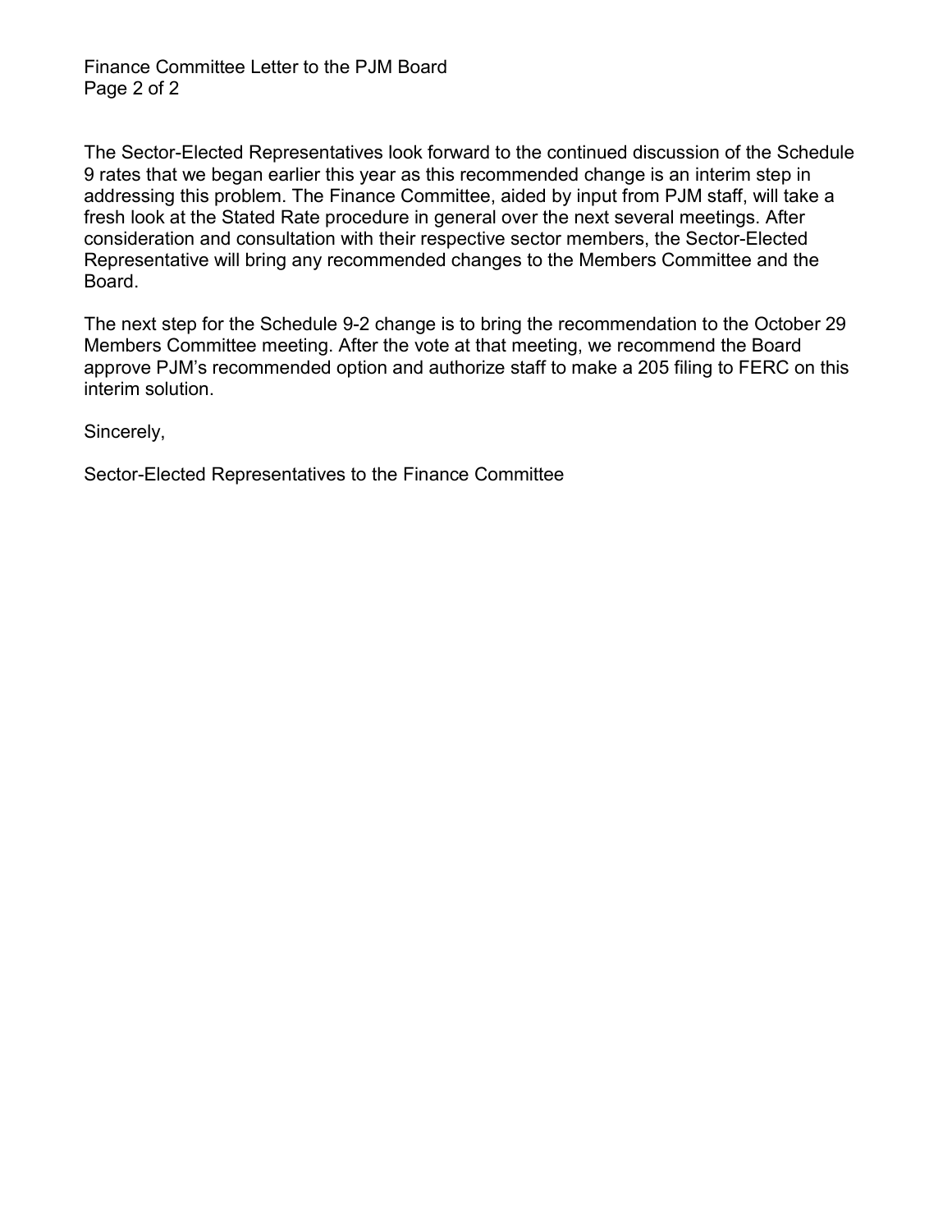The Sector-Elected Representatives look forward to the continued discussion of the Schedule 9 rates that we began earlier this year as this recommended change is an interim step in addressing this problem. The Finance Committee, aided by input from PJM staff, will take a fresh look at the Stated Rate procedure in general over the next several meetings. After consideration and consultation with their respective sector members, the Sector-Elected Representative will bring any recommended changes to the Members Committee and the Board.

The next step for the Schedule 9-2 change is to bring the recommendation to the October 29 Members Committee meeting. After the vote at that meeting, we recommend the Board approve PJM's recommended option and authorize staff to make a 205 filing to FERC on this interim solution.

Sincerely,

Sector-Elected Representatives to the Finance Committee